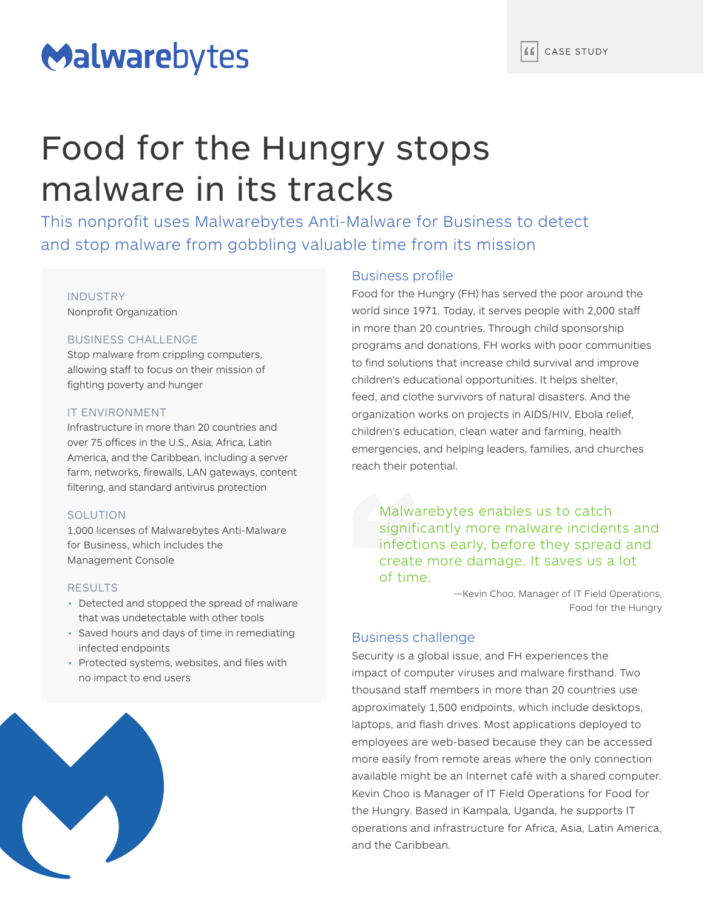Malwarebytes

CASE STUDY

# Food for the Hungry stops malware in its tracks

This nonprofit uses Malwarebytes Anti-Malware for Business to detect and stop malware from gobbling valuable time from its mission

**INDUSTRY**
Nonprofit Organization

**BUSINESS CHALLENGE**
Stop malware from crippling computers, allowing staff to focus on their mission of fighting poverty and hunger

**IT ENVIRONMENT**
Infrastructure in more than 20 countries and over 75 offices in the U.S., Asia, Africa, Latin America, and the Caribbean, including a server farm, networks, firewalls, LAN gateways, content filtering, and standard antivirus protection

**SOLUTION**
1,000 licenses of Malwarebytes Anti-Malware for Business, which includes the Management Console

**RESULTS**
- Detected and stopped the spread of malware that was undetectable with other tools
- Saved hours and days of time in remediating infected endpoints
- Protected systems, websites, and files with no impact to end users

## Business profile

Food for the Hungry (FH) has served the poor around the world since 1971. Today, it serves people with 2,000 staff in more than 20 countries. Through child sponsorship programs and donations, FH works with poor communities to find solutions that increase child survival and improve children's educational opportunities. It helps shelter, feed, and clothe survivors of natural disasters. And the organization works on projects in AIDS/HIV, Ebola relief, children's education, clean water and farming, health emergencies, and helping leaders, families, and churches reach their potential.

> Malwarebytes enables us to catch significantly more malware incidents and infections early, before they spread and create more damage. It saves us a lot of time.
>
> —Kevin Choo, Manager of IT Field Operations, Food for the Hungry

## Business challenge

Security is a global issue, and FH experiences the impact of computer viruses and malware firsthand. Two thousand staff members in more than 20 countries use approximately 1,500 endpoints, which include desktops, laptops, and flash drives. Most applications deployed to employees are web-based because they can be accessed more easily from remote areas where the only connection available might be an Internet café with a shared computer. Kevin Choo is Manager of IT Field Operations for Food for the Hungry. Based in Kampala, Uganda, he supports IT operations and infrastructure for Africa, Asia, Latin America, and the Caribbean.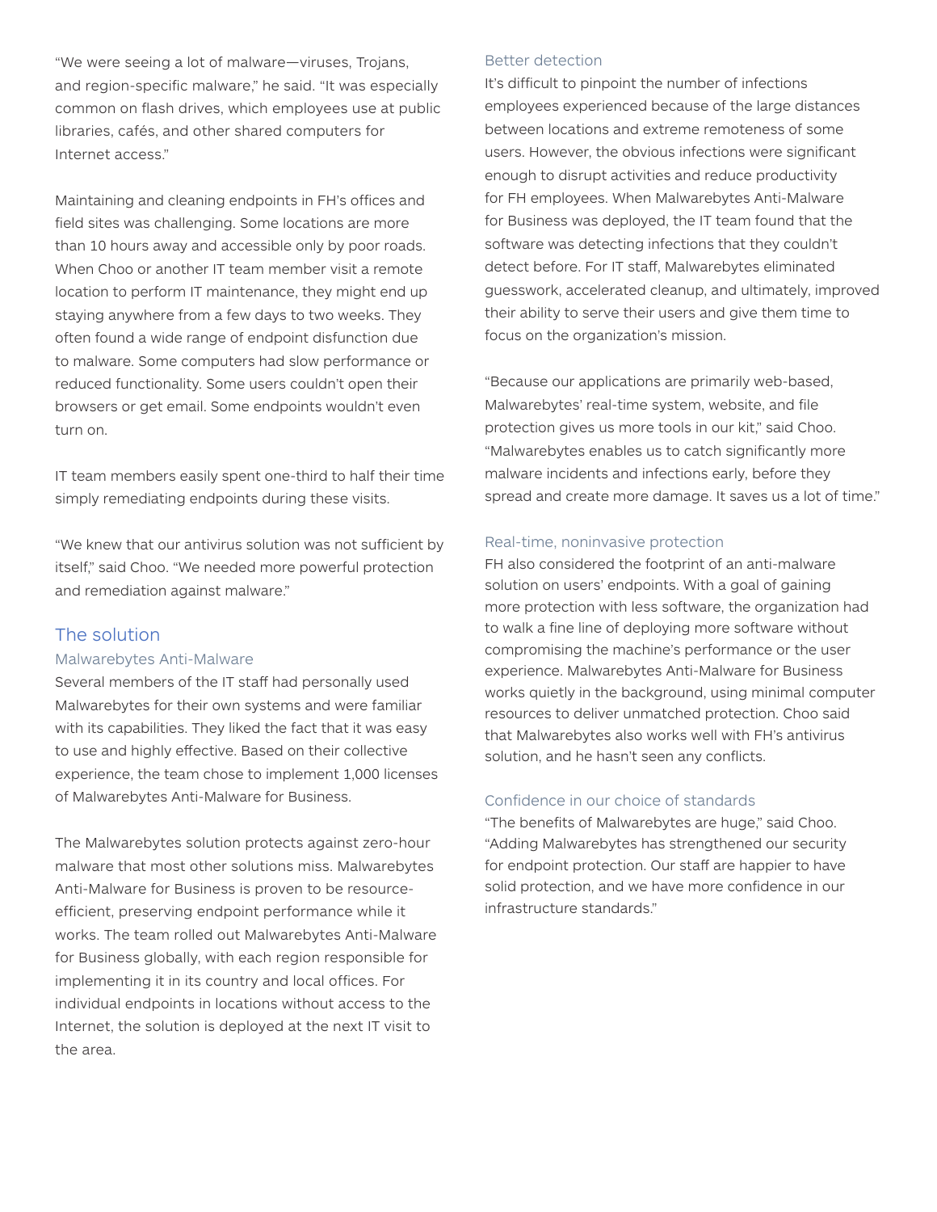"We were seeing a lot of malware—viruses, Trojans, and region-specific malware," he said. "It was especially common on flash drives, which employees use at public libraries, cafés, and other shared computers for Internet access."

Maintaining and cleaning endpoints in FH's offices and field sites was challenging. Some locations are more than 10 hours away and accessible only by poor roads. When Choo or another IT team member visit a remote location to perform IT maintenance, they might end up staying anywhere from a few days to two weeks. They often found a wide range of endpoint disfunction due to malware. Some computers had slow performance or reduced functionality. Some users couldn't open their browsers or get email. Some endpoints wouldn't even turn on.

IT team members easily spent one-third to half their time simply remediating endpoints during these visits.

"We knew that our antivirus solution was not sufficient by itself," said Choo. "We needed more powerful protection and remediation against malware."

## The solution

### Malwarebytes Anti-Malware

Several members of the IT staff had personally used Malwarebytes for their own systems and were familiar with its capabilities. They liked the fact that it was easy to use and highly effective. Based on their collective experience, the team chose to implement 1,000 licenses of Malwarebytes Anti-Malware for Business.

The Malwarebytes solution protects against zero-hour malware that most other solutions miss. Malwarebytes Anti-Malware for Business is proven to be resource-efficient, preserving endpoint performance while it works. The team rolled out Malwarebytes Anti-Malware for Business globally, with each region responsible for implementing it in its country and local offices. For individual endpoints in locations without access to the Internet, the solution is deployed at the next IT visit to the area.

### Better detection

It's difficult to pinpoint the number of infections employees experienced because of the large distances between locations and extreme remoteness of some users. However, the obvious infections were significant enough to disrupt activities and reduce productivity for FH employees. When Malwarebytes Anti-Malware for Business was deployed, the IT team found that the software was detecting infections that they couldn't detect before. For IT staff, Malwarebytes eliminated guesswork, accelerated cleanup, and ultimately, improved their ability to serve their users and give them time to focus on the organization's mission.

"Because our applications are primarily web-based, Malwarebytes' real-time system, website, and file protection gives us more tools in our kit," said Choo. "Malwarebytes enables us to catch significantly more malware incidents and infections early, before they spread and create more damage. It saves us a lot of time."

### Real-time, noninvasive protection

FH also considered the footprint of an anti-malware solution on users' endpoints. With a goal of gaining more protection with less software, the organization had to walk a fine line of deploying more software without compromising the machine's performance or the user experience. Malwarebytes Anti-Malware for Business works quietly in the background, using minimal computer resources to deliver unmatched protection. Choo said that Malwarebytes also works well with FH's antivirus solution, and he hasn't seen any conflicts.

### Confidence in our choice of standards

"The benefits of Malwarebytes are huge," said Choo. "Adding Malwarebytes has strengthened our security for endpoint protection. Our staff are happier to have solid protection, and we have more confidence in our infrastructure standards."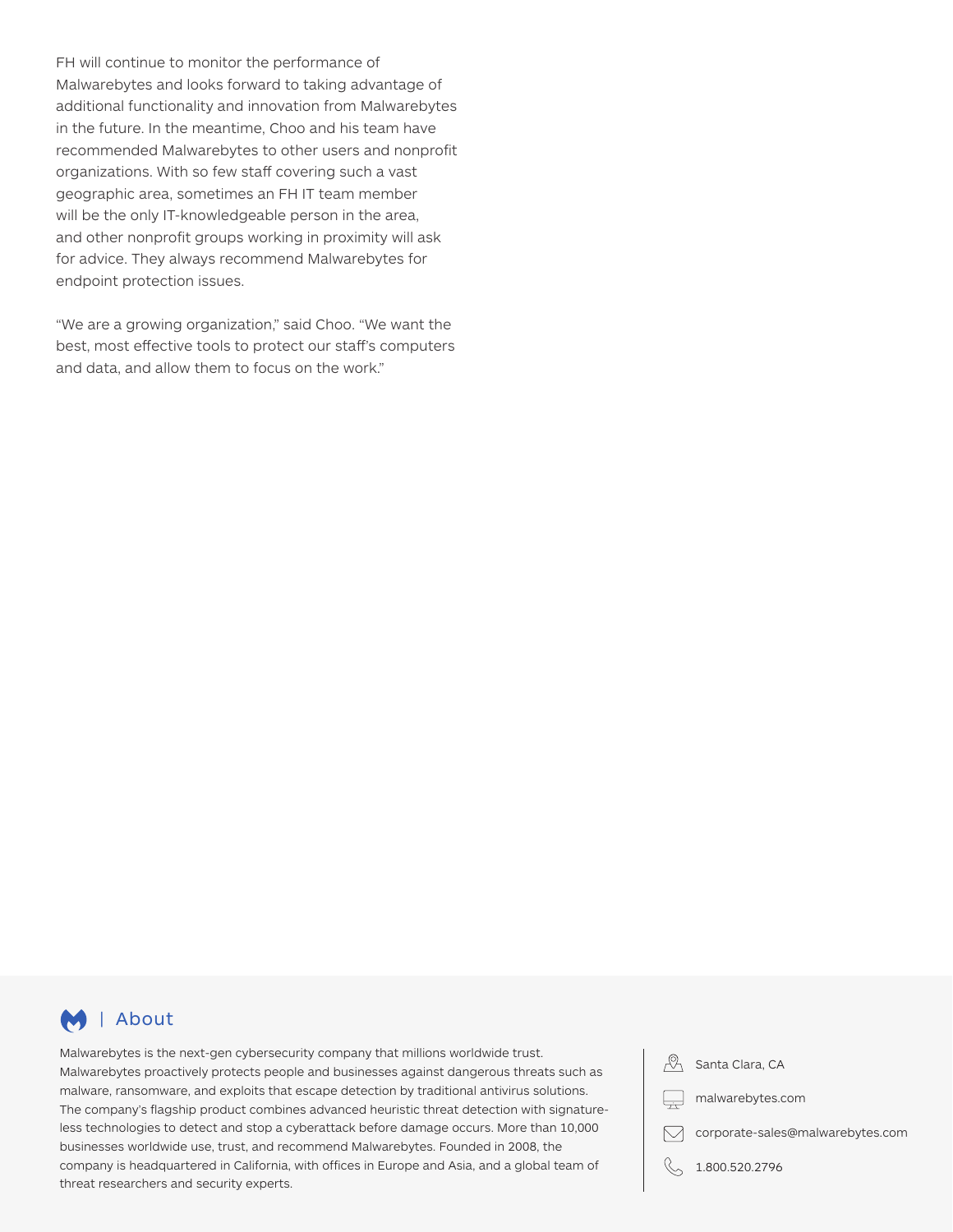FH will continue to monitor the performance of Malwarebytes and looks forward to taking advantage of additional functionality and innovation from Malwarebytes in the future. In the meantime, Choo and his team have recommended Malwarebytes to other users and nonprofit organizations. With so few staff covering such a vast geographic area, sometimes an FH IT team member will be the only IT-knowledgeable person in the area, and other nonprofit groups working in proximity will ask for advice. They always recommend Malwarebytes for endpoint protection issues.

"We are a growing organization," said Choo. "We want the best, most effective tools to protect our staff's computers and data, and allow them to focus on the work."

## | About

Malwarebytes is the next-gen cybersecurity company that millions worldwide trust. Malwarebytes proactively protects people and businesses against dangerous threats such as malware, ransomware, and exploits that escape detection by traditional antivirus solutions. The company's flagship product combines advanced heuristic threat detection with signature-less technologies to detect and stop a cyberattack before damage occurs. More than 10,000 businesses worldwide use, trust, and recommend Malwarebytes. Founded in 2008, the company is headquartered in California, with offices in Europe and Asia, and a global team of threat researchers and security experts.

Santa Clara, CA

malwarebytes.com

corporate-sales@malwarebytes.com

1.800.520.2796